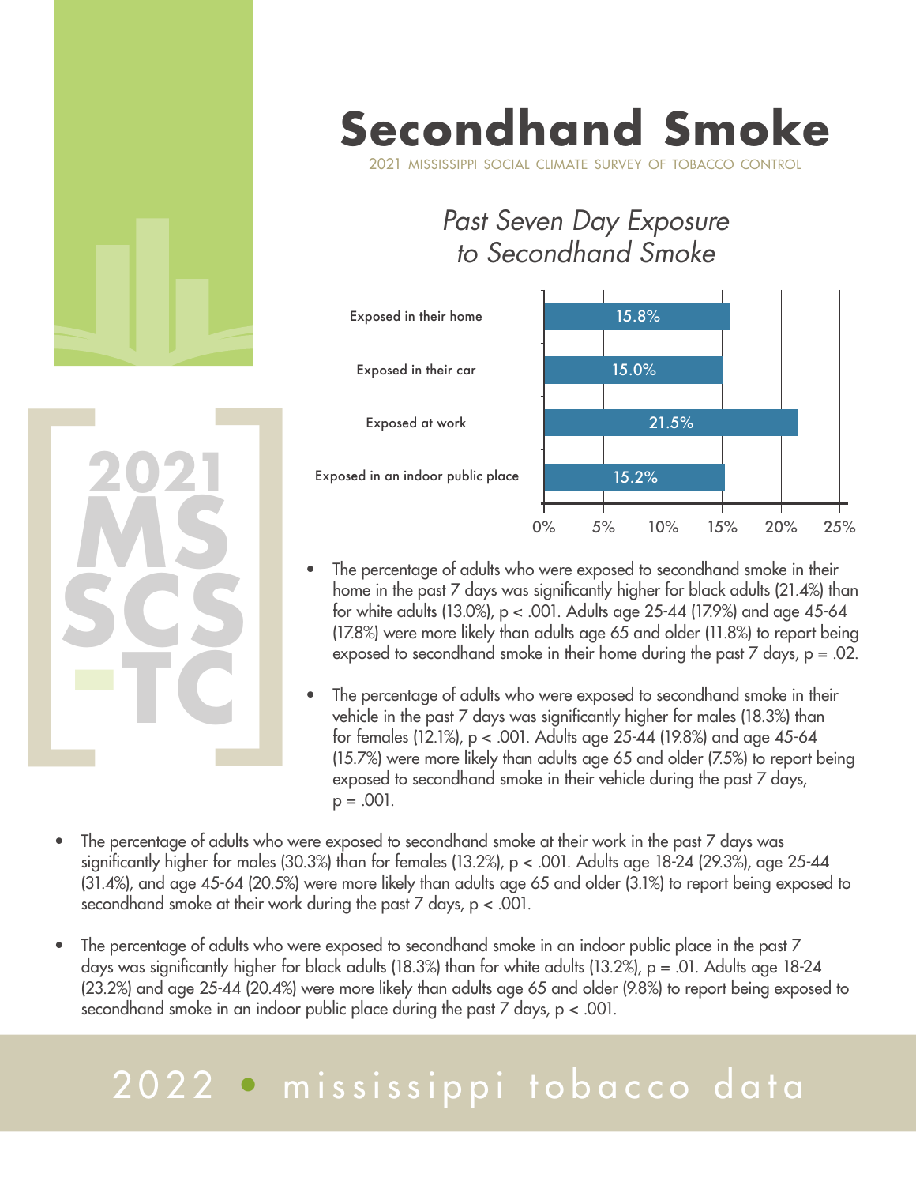# Secondhand Smoke

2021 MISSISSIPPI SOCIAL CLIMATE SURVEY OF TOBACCO CONTROL

## *Past Seven Day Exposure to Secondhand Smoke*

| Location | Percentage |
|---|---|
| Exposed in their home | 15.8% |
| Exposed in their car | 15.0% |
| Exposed at work | 21.5% |
| Exposed in an indoor public place | 15.2% |

- The percentage of adults who were exposed to secondhand smoke in their home in the past 7 days was significantly higher for black adults (21.4%) than for white adults (13.0%), $p < .001$. Adults age 25-44 (17.9%) and age 45-64 (17.8%) were more likely than adults age 65 and older (11.8%) to report being exposed to secondhand smoke in their home during the past 7 days, $p = .02$.

- The percentage of adults who were exposed to secondhand smoke in their vehicle in the past 7 days was significantly higher for males (18.3%) than for females (12.1%), $p < .001$. Adults age 25-44 (19.8%) and age 45-64 (15.7%) were more likely than adults age 65 and older (7.5%) to report being exposed to secondhand smoke in their vehicle during the past 7 days, $p = .001$.

- The percentage of adults who were exposed to secondhand smoke at their work in the past 7 days was significantly higher for males (30.3%) than for females (13.2%), $p < .001$. Adults age 18-24 (29.3%), age 25-44 (31.4%), and age 45-64 (20.5%) were more likely than adults age 65 and older (3.1%) to report being exposed to secondhand smoke at their work during the past 7 days, $p < .001$.

- The percentage of adults who were exposed to secondhand smoke in an indoor public place in the past 7 days was significantly higher for black adults (18.3%) than for white adults (13.2%), $p = .01$. Adults age 18-24 (23.2%) and age 25-44 (20.4%) were more likely than adults age 65 and older (9.8%) to report being exposed to secondhand smoke in an indoor public place during the past 7 days, $p < .001$.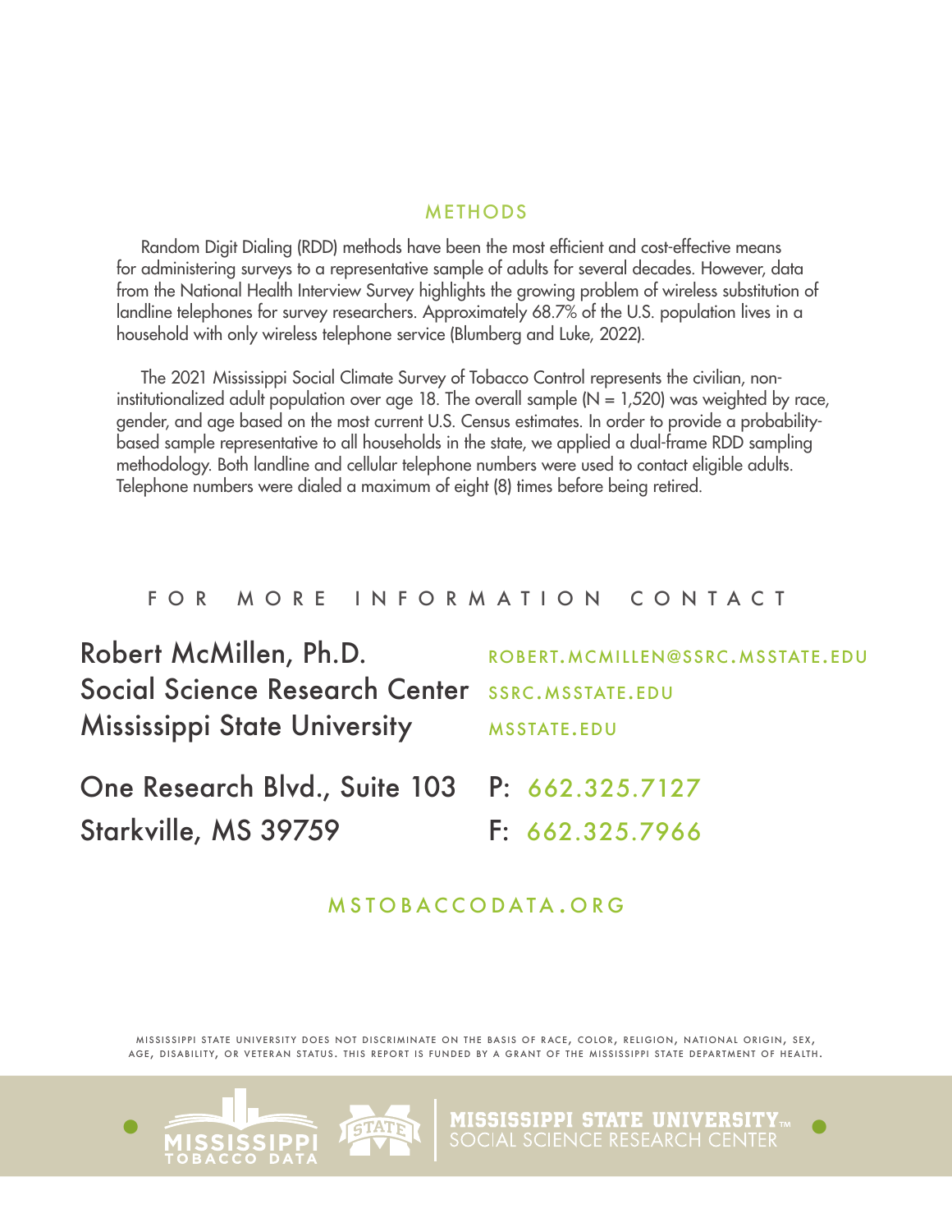## METHODS

Random Digit Dialing (RDD) methods have been the most efficient and cost-effective means for administering surveys to a representative sample of adults for several decades. However, data from the National Health Interview Survey highlights the growing problem of wireless substitution of landline telephones for survey researchers. Approximately 68.7% of the U.S. population lives in a household with only wireless telephone service (Blumberg and Luke, 2022).

The 2021 Mississippi Social Climate Survey of Tobacco Control represents the civilian, non-institutionalized adult population over age 18. The overall sample (N = 1,520) was weighted by race, gender, and age based on the most current U.S. Census estimates. In order to provide a probability-based sample representative to all households in the state, we applied a dual-frame RDD sampling methodology. Both landline and cellular telephone numbers were used to contact eligible adults. Telephone numbers were dialed a maximum of eight (8) times before being retired.

## FOR MORE INFORMATION CONTACT

Robert McMillen, Ph.D. — ROBERT.MCMILLEN@SSRC.MSSTATE.EDU
Social Science Research Center — SSRC.MSSTATE.EDU
Mississippi State University — MSSTATE.EDU

One Research Blvd., Suite 103
Starkville, MS 39759

P: 662.325.7127
F: 662.325.7966

MSTOBACCODATA.ORG

MISSISSIPPI STATE UNIVERSITY DOES NOT DISCRIMINATE ON THE BASIS OF RACE, COLOR, RELIGION, NATIONAL ORIGIN, SEX, AGE, DISABILITY, OR VETERAN STATUS. THIS REPORT IS FUNDED BY A GRANT OF THE MISSISSIPPI STATE DEPARTMENT OF HEALTH.

MISSISSIPPI TOBACCO DATA

MISSISSIPPI STATE UNIVERSITY™
SOCIAL SCIENCE RESEARCH CENTER